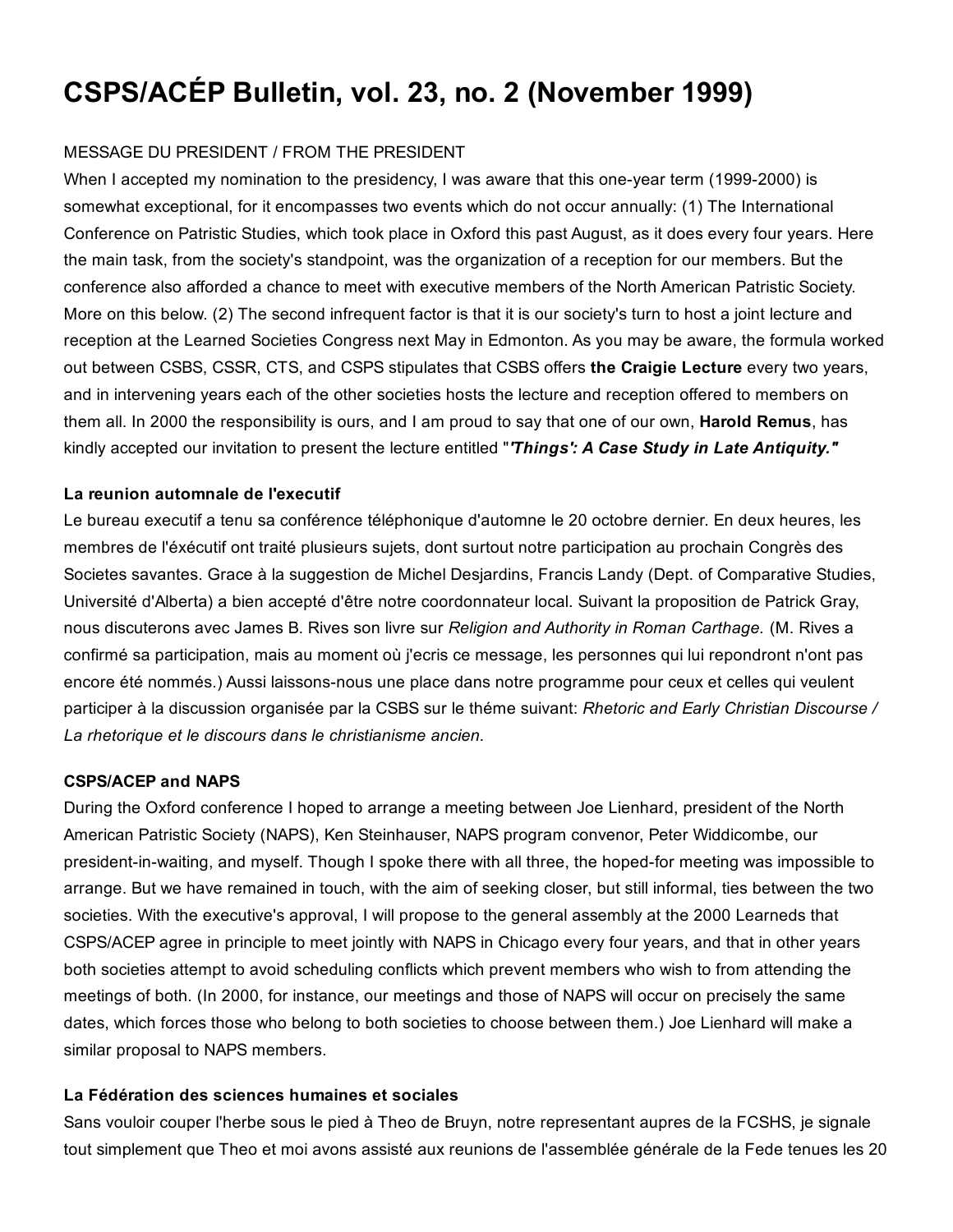# CSPS/ACÉP Bulletin, vol. 23, no. 2 (November 1999)

MESSAGE DU PRESIDENT / FROM THE PRESIDENT

When I accepted my nomination to the presidency, I was aware that this one-year term (1999-2000) is somewhat exceptional, for it encompasses two events which do not occur annually: (1) The International Conference on Patristic Studies, which took place in Oxford this past August, as it does every four years. Here the main task, from the society's standpoint, was the organization of a reception for our members. But the conference also afforded a chance to meet with executive members of the North American Patristic Society. More on this below. (2) The second infrequent factor is that it is our society's turn to host a joint lecture and reception at the Learned Societies Congress next May in Edmonton. As you may be aware, the formula worked out between CSBS, CSSR, CTS, and CSPS stipulates that CSBS offers **the Craigie Lecture** every two years, and in intervening years each of the other societies hosts the lecture and reception offered to members on them all. In 2000 the responsibility is ours, and I am proud to say that one of our own, **Harold Remus**, has kindly accepted our invitation to present the lecture entitled "***'Things': A Case Study in Late Antiquity."***

### La reunion automnale de l'executif

Le bureau executif a tenu sa conférence téléphonique d'automne le 20 octobre dernier. En deux heures, les membres de l'éxécutif ont traité plusieurs sujets, dont surtout notre participation au prochain Congrès des Societes savantes. Grace à la suggestion de Michel Desjardins, Francis Landy (Dept. of Comparative Studies, Université d'Alberta) a bien accepté d'être notre coordonnateur local. Suivant la proposition de Patrick Gray, nous discuterons avec James B. Rives son livre sur *Religion and Authority in Roman Carthage.* (M. Rives a confirmé sa participation, mais au moment où j'ecris ce message, les personnes qui lui repondront n'ont pas encore été nommés.) Aussi laissons-nous une place dans notre programme pour ceux et celles qui veulent participer à la discussion organisée par la CSBS sur le théme suivant: *Rhetoric and Early Christian Discourse / La rhetorique et le discours dans le christianisme ancien.*

### CSPS/ACEP and NAPS

During the Oxford conference I hoped to arrange a meeting between Joe Lienhard, president of the North American Patristic Society (NAPS), Ken Steinhauser, NAPS program convenor, Peter Widdicombe, our president-in-waiting, and myself. Though I spoke there with all three, the hoped-for meeting was impossible to arrange. But we have remained in touch, with the aim of seeking closer, but still informal, ties between the two societies. With the executive's approval, I will propose to the general assembly at the 2000 Learneds that CSPS/ACEP agree in principle to meet jointly with NAPS in Chicago every four years, and that in other years both societies attempt to avoid scheduling conflicts which prevent members who wish to from attending the meetings of both. (In 2000, for instance, our meetings and those of NAPS will occur on precisely the same dates, which forces those who belong to both societies to choose between them.) Joe Lienhard will make a similar proposal to NAPS members.

### La Fédération des sciences humaines et sociales

Sans vouloir couper l'herbe sous le pied à Theo de Bruyn, notre representant aupres de la FCSHS, je signale tout simplement que Theo et moi avons assisté aux reunions de l'assemblée générale de la Fede tenues les 20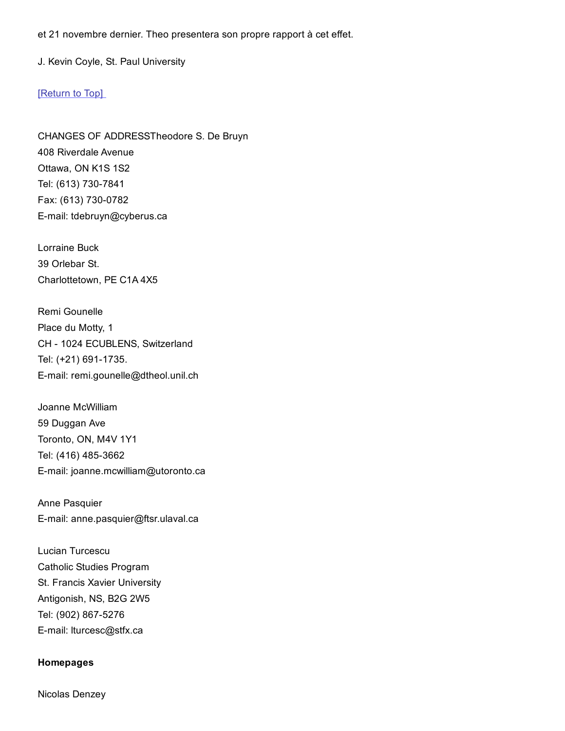et 21 novembre dernier. Theo presentera son propre rapport à cet effet.

J. Kevin Coyle, St. Paul University

[Return to Top]

CHANGES OF ADDRESSTheodore S. De Bruyn
408 Riverdale Avenue
Ottawa, ON K1S 1S2
Tel: (613) 730-7841
Fax: (613) 730-0782
E-mail: tdebruyn@cyberus.ca

Lorraine Buck
39 Orlebar St.
Charlottetown, PE C1A 4X5

Remi Gounelle
Place du Motty, 1
CH - 1024 ECUBLENS, Switzerland
Tel: (+21) 691-1735.
E-mail: remi.gounelle@dtheol.unil.ch

Joanne McWilliam
59 Duggan Ave
Toronto, ON, M4V 1Y1
Tel: (416) 485-3662
E-mail: joanne.mcwilliam@utoronto.ca

Anne Pasquier
E-mail: anne.pasquier@ftsr.ulaval.ca

Lucian Turcescu
Catholic Studies Program
St. Francis Xavier University
Antigonish, NS, B2G 2W5
Tel: (902) 867-5276
E-mail: lturcesc@stfx.ca

**Homepages**

Nicolas Denzey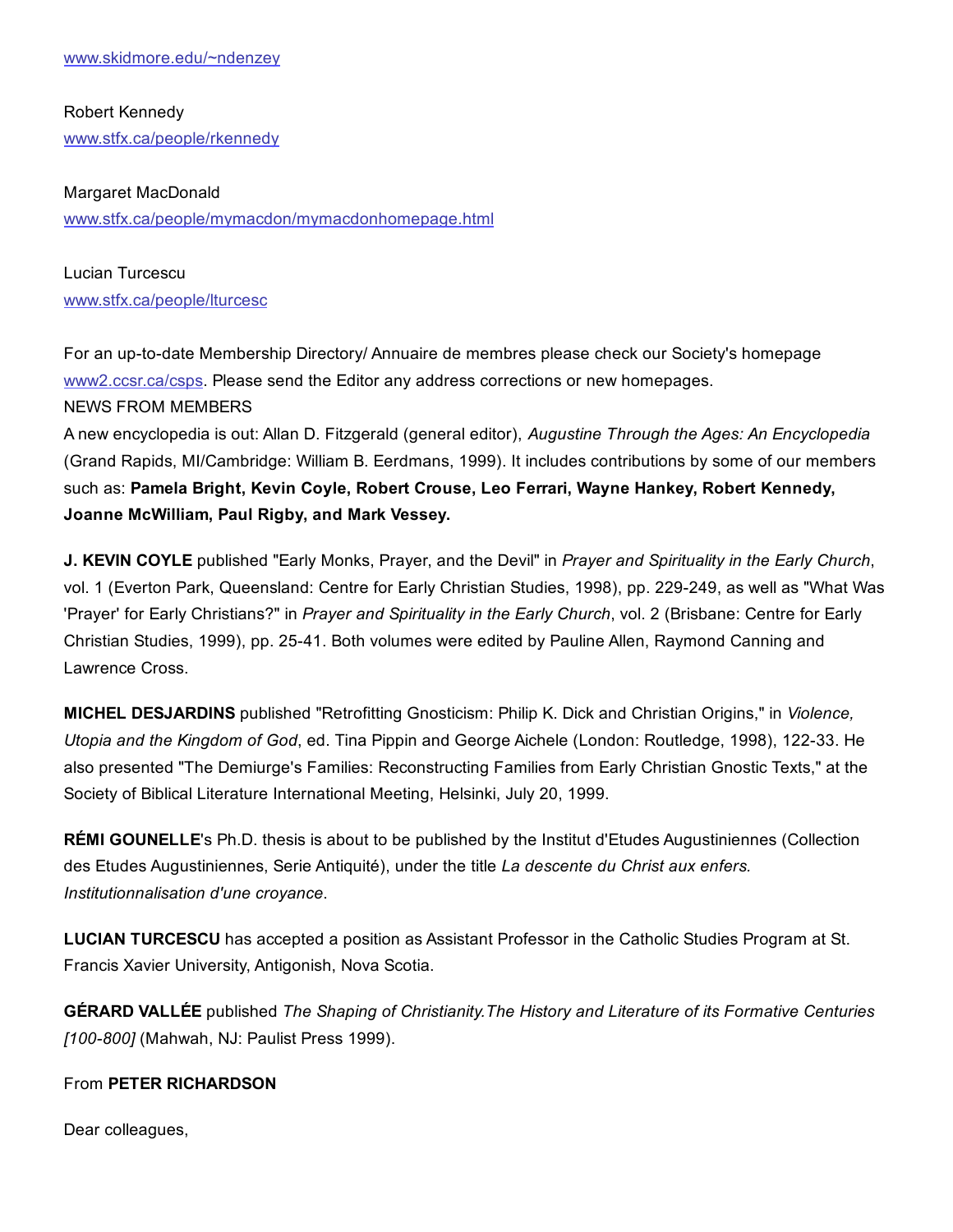www.skidmore.edu/~ndenzey

Robert Kennedy
www.stfx.ca/people/rkennedy

Margaret MacDonald
www.stfx.ca/people/mymacdon/mymacdonhomepage.html

Lucian Turcescu
www.stfx.ca/people/lturcesc

For an up-to-date Membership Directory/ Annuaire de membres please check our Society's homepage www2.ccsr.ca/csps. Please send the Editor any address corrections or new homepages.

NEWS FROM MEMBERS

A new encyclopedia is out: Allan D. Fitzgerald (general editor), *Augustine Through the Ages: An Encyclopedia* (Grand Rapids, MI/Cambridge: William B. Eerdmans, 1999). It includes contributions by some of our members such as: **Pamela Bright, Kevin Coyle, Robert Crouse, Leo Ferrari, Wayne Hankey, Robert Kennedy, Joanne McWilliam, Paul Rigby, and Mark Vessey.**

**J. KEVIN COYLE** published "Early Monks, Prayer, and the Devil" in *Prayer and Spirituality in the Early Church*, vol. 1 (Everton Park, Queensland: Centre for Early Christian Studies, 1998), pp. 229-249, as well as "What Was 'Prayer' for Early Christians?" in *Prayer and Spirituality in the Early Church*, vol. 2 (Brisbane: Centre for Early Christian Studies, 1999), pp. 25-41. Both volumes were edited by Pauline Allen, Raymond Canning and Lawrence Cross.

**MICHEL DESJARDINS** published "Retrofitting Gnosticism: Philip K. Dick and Christian Origins," in *Violence, Utopia and the Kingdom of God*, ed. Tina Pippin and George Aichele (London: Routledge, 1998), 122-33. He also presented "The Demiurge's Families: Reconstructing Families from Early Christian Gnostic Texts," at the Society of Biblical Literature International Meeting, Helsinki, July 20, 1999.

**RÉMI GOUNELLE**'s Ph.D. thesis is about to be published by the Institut d'Etudes Augustiniennes (Collection des Etudes Augustiniennes, Serie Antiquité), under the title *La descente du Christ aux enfers. Institutionnalisation d'une croyance*.

**LUCIAN TURCESCU** has accepted a position as Assistant Professor in the Catholic Studies Program at St. Francis Xavier University, Antigonish, Nova Scotia.

**GÉRARD VALLÉE** published *The Shaping of Christianity.The History and Literature of its Formative Centuries [100-800]* (Mahwah, NJ: Paulist Press 1999).

From **PETER RICHARDSON**

Dear colleagues,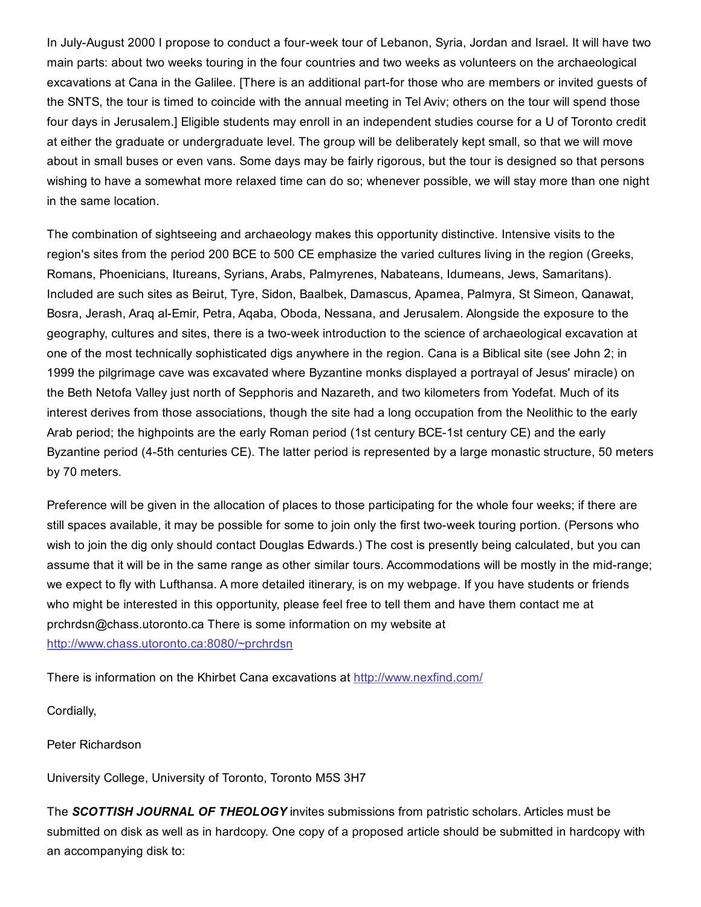In July-August 2000 I propose to conduct a four-week tour of Lebanon, Syria, Jordan and Israel. It will have two main parts: about two weeks touring in the four countries and two weeks as volunteers on the archaeological excavations at Cana in the Galilee. [There is an additional part-for those who are members or invited guests of the SNTS, the tour is timed to coincide with the annual meeting in Tel Aviv; others on the tour will spend those four days in Jerusalem.] Eligible students may enroll in an independent studies course for a U of Toronto credit at either the graduate or undergraduate level. The group will be deliberately kept small, so that we will move about in small buses or even vans. Some days may be fairly rigorous, but the tour is designed so that persons wishing to have a somewhat more relaxed time can do so; whenever possible, we will stay more than one night in the same location.

The combination of sightseeing and archaeology makes this opportunity distinctive. Intensive visits to the region's sites from the period 200 BCE to 500 CE emphasize the varied cultures living in the region (Greeks, Romans, Phoenicians, Itureans, Syrians, Arabs, Palmyrenes, Nabateans, Idumeans, Jews, Samaritans). Included are such sites as Beirut, Tyre, Sidon, Baalbek, Damascus, Apamea, Palmyra, St Simeon, Qanawat, Bosra, Jerash, Araq al-Emir, Petra, Aqaba, Oboda, Nessana, and Jerusalem. Alongside the exposure to the geography, cultures and sites, there is a two-week introduction to the science of archaeological excavation at one of the most technically sophisticated digs anywhere in the region. Cana is a Biblical site (see John 2; in 1999 the pilgrimage cave was excavated where Byzantine monks displayed a portrayal of Jesus' miracle) on the Beth Netofa Valley just north of Sepphoris and Nazareth, and two kilometers from Yodefat. Much of its interest derives from those associations, though the site had a long occupation from the Neolithic to the early Arab period; the highpoints are the early Roman period (1st century BCE-1st century CE) and the early Byzantine period (4-5th centuries CE). The latter period is represented by a large monastic structure, 50 meters by 70 meters.

Preference will be given in the allocation of places to those participating for the whole four weeks; if there are still spaces available, it may be possible for some to join only the first two-week touring portion. (Persons who wish to join the dig only should contact Douglas Edwards.) The cost is presently being calculated, but you can assume that it will be in the same range as other similar tours. Accommodations will be mostly in the mid-range; we expect to fly with Lufthansa. A more detailed itinerary, is on my webpage. If you have students or friends who might be interested in this opportunity, please feel free to tell them and have them contact me at prchrdsn@chass.utoronto.ca There is some information on my website at [http://www.chass.utoronto.ca:8080/~prchrdsn](http://www.chass.utoronto.ca:8080/~prchrdsn)

There is information on the Khirbet Cana excavations at [http://www.nexfind.com/](http://www.nexfind.com/)

Cordially,

Peter Richardson

University College, University of Toronto, Toronto M5S 3H7

The ***SCOTTISH JOURNAL OF THEOLOGY*** invites submissions from patristic scholars. Articles must be submitted on disk as well as in hardcopy. One copy of a proposed article should be submitted in hardcopy with an accompanying disk to: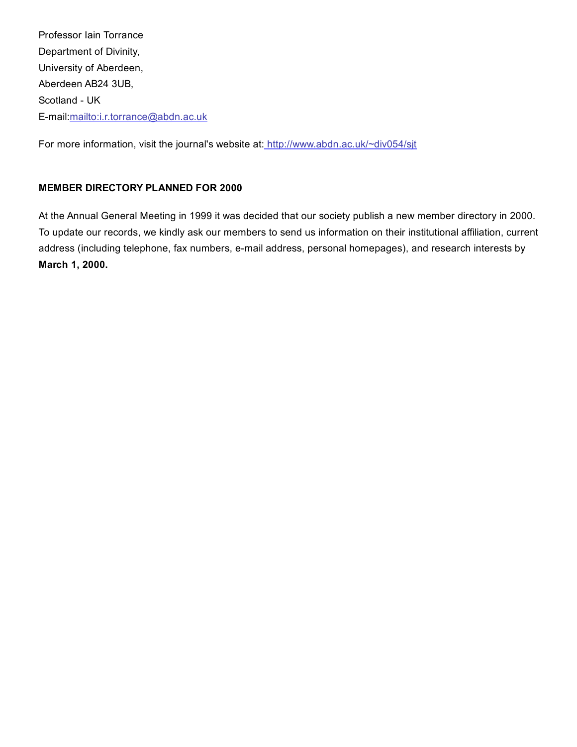Professor Iain Torrance
Department of Divinity,
University of Aberdeen,
Aberdeen AB24 3UB,
Scotland - UK
E-mail:mailto:i.r.torrance@abdn.ac.uk

For more information, visit the journal's website at: http://www.abdn.ac.uk/~div054/sjt

**MEMBER DIRECTORY PLANNED FOR 2000**

At the Annual General Meeting in 1999 it was decided that our society publish a new member directory in 2000. To update our records, we kindly ask our members to send us information on their institutional affiliation, current address (including telephone, fax numbers, e-mail address, personal homepages), and research interests by **March 1, 2000.**